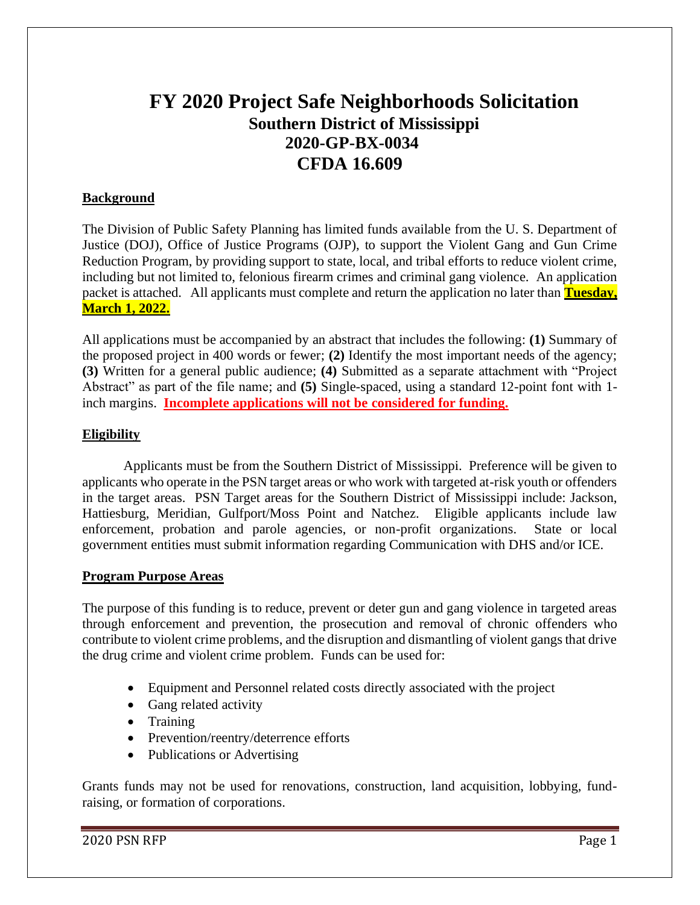# FY 2020 Project Safe Neighborhoods Solicitation

## Southern District of Mississippi

## 2020-GP-BX-0034

## CFDA 16.609

**Background**

The Division of Public Safety Planning has limited funds available from the U. S. Department of Justice (DOJ), Office of Justice Programs (OJP), to support the Violent Gang and Gun Crime Reduction Program, by providing support to state, local, and tribal efforts to reduce violent crime, including but not limited to, felonious firearm crimes and criminal gang violence. An application packet is attached. All applicants must complete and return the application no later than **Tuesday, March 1, 2022.**

All applications must be accompanied by an abstract that includes the following: **(1)** Summary of the proposed project in 400 words or fewer; **(2)** Identify the most important needs of the agency; **(3)** Written for a general public audience; **(4)** Submitted as a separate attachment with "Project Abstract" as part of the file name; and **(5)** Single-spaced, using a standard 12-point font with 1-inch margins. **Incomplete applications will not be considered for funding.**

**Eligibility**

Applicants must be from the Southern District of Mississippi. Preference will be given to applicants who operate in the PSN target areas or who work with targeted at-risk youth or offenders in the target areas. PSN Target areas for the Southern District of Mississippi include: Jackson, Hattiesburg, Meridian, Gulfport/Moss Point and Natchez. Eligible applicants include law enforcement, probation and parole agencies, or non-profit organizations. State or local government entities must submit information regarding Communication with DHS and/or ICE.

**Program Purpose Areas**

The purpose of this funding is to reduce, prevent or deter gun and gang violence in targeted areas through enforcement and prevention, the prosecution and removal of chronic offenders who contribute to violent crime problems, and the disruption and dismantling of violent gangs that drive the drug crime and violent crime problem. Funds can be used for:

- Equipment and Personnel related costs directly associated with the project
- Gang related activity
- Training
- Prevention/reentry/deterrence efforts
- Publications or Advertising

Grants funds may not be used for renovations, construction, land acquisition, lobbying, fund-raising, or formation of corporations.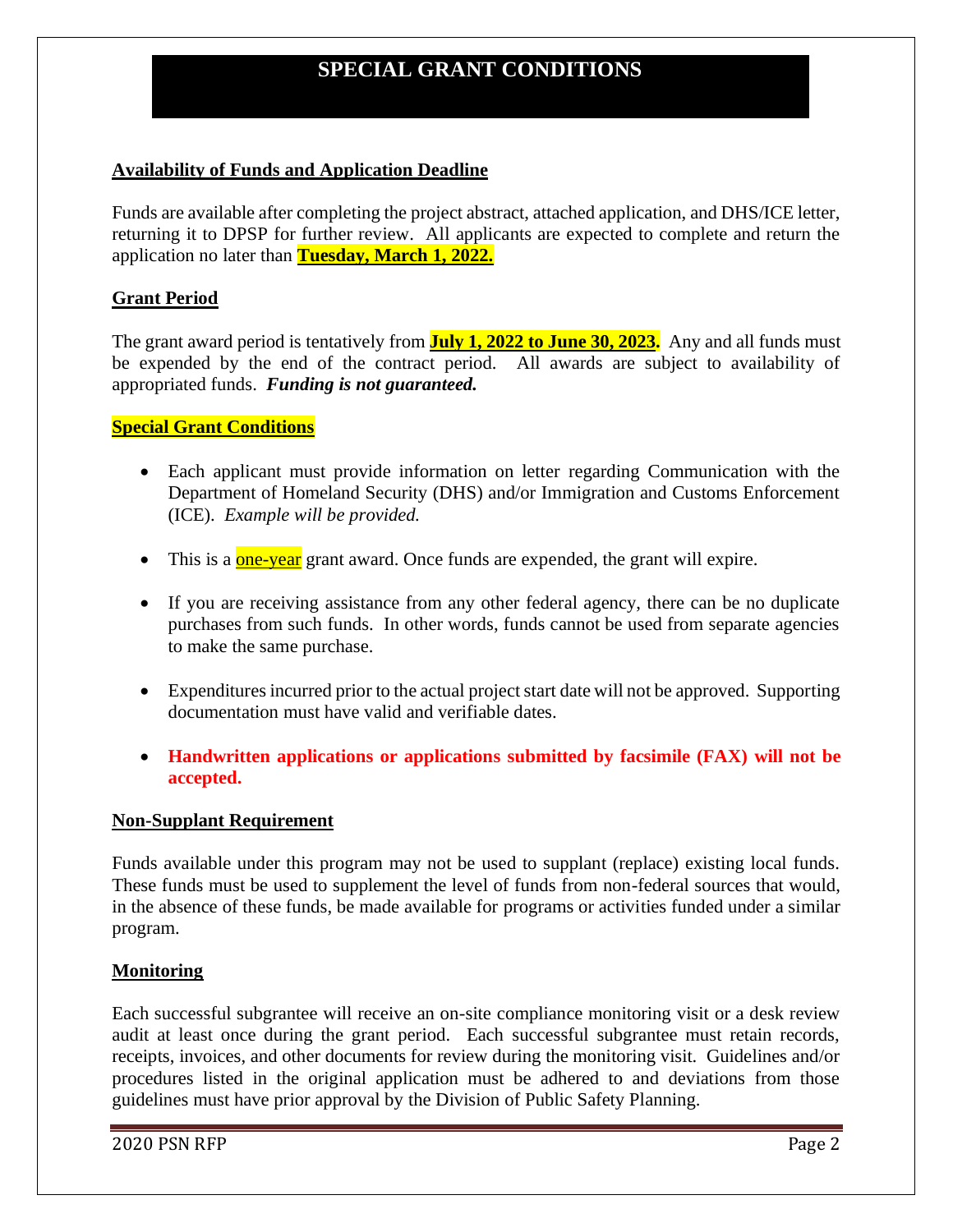# SPECIAL GRANT CONDITIONS

## Availability of Funds and Application Deadline

Funds are available after completing the project abstract, attached application, and DHS/ICE letter, returning it to DPSP for further review. All applicants are expected to complete and return the application no later than **Tuesday, March 1, 2022.**

## Grant Period

The grant award period is tentatively from **July 1, 2022 to June 30, 2023.** Any and all funds must be expended by the end of the contract period. All awards are subject to availability of appropriated funds. ***Funding is not guaranteed.***

## Special Grant Conditions

- Each applicant must provide information on letter regarding Communication with the Department of Homeland Security (DHS) and/or Immigration and Customs Enforcement (ICE). *Example will be provided.*
- This is a one-year grant award. Once funds are expended, the grant will expire.
- If you are receiving assistance from any other federal agency, there can be no duplicate purchases from such funds. In other words, funds cannot be used from separate agencies to make the same purchase.
- Expenditures incurred prior to the actual project start date will not be approved. Supporting documentation must have valid and verifiable dates.
- **Handwritten applications or applications submitted by facsimile (FAX) will not be accepted.**

## Non-Supplant Requirement

Funds available under this program may not be used to supplant (replace) existing local funds. These funds must be used to supplement the level of funds from non-federal sources that would, in the absence of these funds, be made available for programs or activities funded under a similar program.

## Monitoring

Each successful subgrantee will receive an on-site compliance monitoring visit or a desk review audit at least once during the grant period. Each successful subgrantee must retain records, receipts, invoices, and other documents for review during the monitoring visit. Guidelines and/or procedures listed in the original application must be adhered to and deviations from those guidelines must have prior approval by the Division of Public Safety Planning.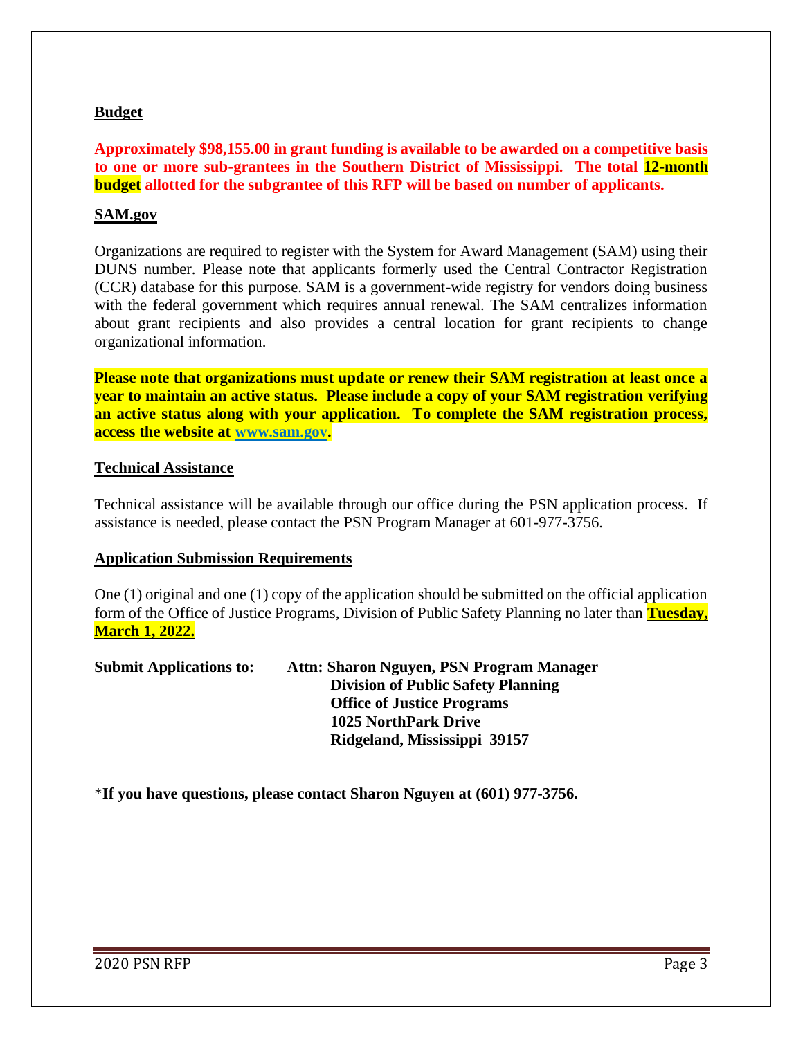## Budget

**Approximately $98,155.00 in grant funding is available to be awarded on a competitive basis to one or more sub-grantees in the Southern District of Mississippi. The total 12-month budget allotted for the subgrantee of this RFP will be based on number of applicants.**

## SAM.gov

Organizations are required to register with the System for Award Management (SAM) using their DUNS number. Please note that applicants formerly used the Central Contractor Registration (CCR) database for this purpose. SAM is a government-wide registry for vendors doing business with the federal government which requires annual renewal. The SAM centralizes information about grant recipients and also provides a central location for grant recipients to change organizational information.

**Please note that organizations must update or renew their SAM registration at least once a year to maintain an active status. Please include a copy of your SAM registration verifying an active status along with your application. To complete the SAM registration process, access the website at www.sam.gov.**

## Technical Assistance

Technical assistance will be available through our office during the PSN application process. If assistance is needed, please contact the PSN Program Manager at 601-977-3756.

## Application Submission Requirements

One (1) original and one (1) copy of the application should be submitted on the official application form of the Office of Justice Programs, Division of Public Safety Planning no later than **Tuesday, March 1, 2022.**

**Submit Applications to:** **Attn: Sharon Nguyen, PSN Program Manager**
**Division of Public Safety Planning**
**Office of Justice Programs**
**1025 NorthPark Drive**
**Ridgeland, Mississippi 39157**

\***If you have questions, please contact Sharon Nguyen at (601) 977-3756.**